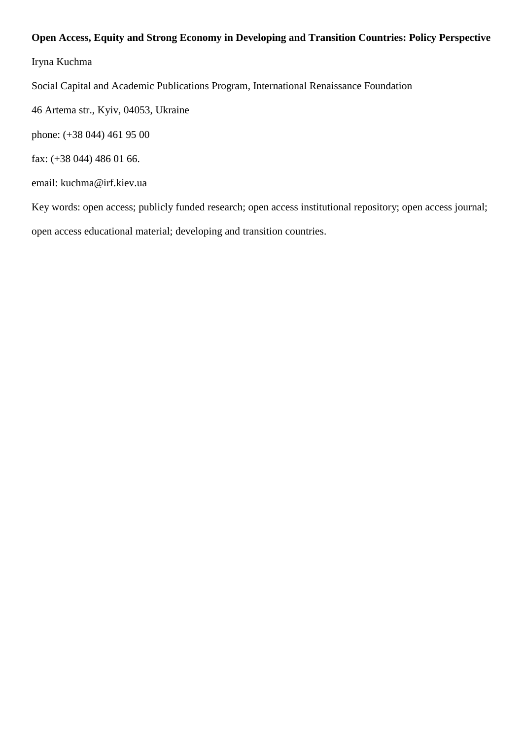**Open Access, Equity and Strong Economy in Developing and Transition Countries: Policy Perspective**

Iryna Kuchma

Social Capital and Academic Publications Program, International Renaissance Foundation

46 Artema str., Kyiv, 04053, Ukraine

phone: (+38 044) 461 95 00

fax: (+38 044) 486 01 66.

email: kuchma@irf.kiev.ua

Key words: open access; publicly funded research; open access institutional repository; open access journal; open access educational material; developing and transition countries.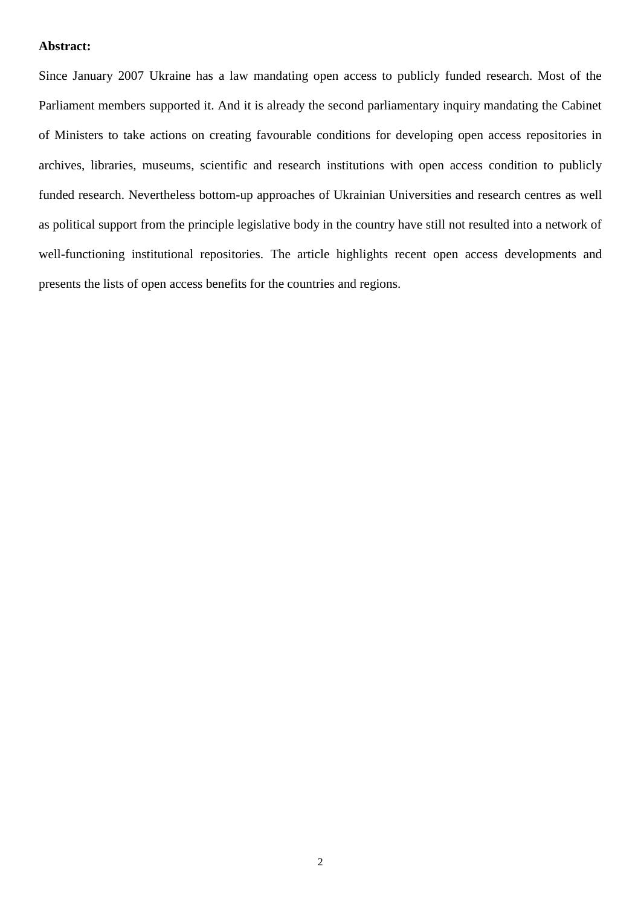**Abstract:**

Since January 2007 Ukraine has a law mandating open access to publicly funded research. Most of the Parliament members supported it. And it is already the second parliamentary inquiry mandating the Cabinet of Ministers to take actions on creating favourable conditions for developing open access repositories in archives, libraries, museums, scientific and research institutions with open access condition to publicly funded research. Nevertheless bottom-up approaches of Ukrainian Universities and research centres as well as political support from the principle legislative body in the country have still not resulted into a network of well-functioning institutional repositories. The article highlights recent open access developments and presents the lists of open access benefits for the countries and regions.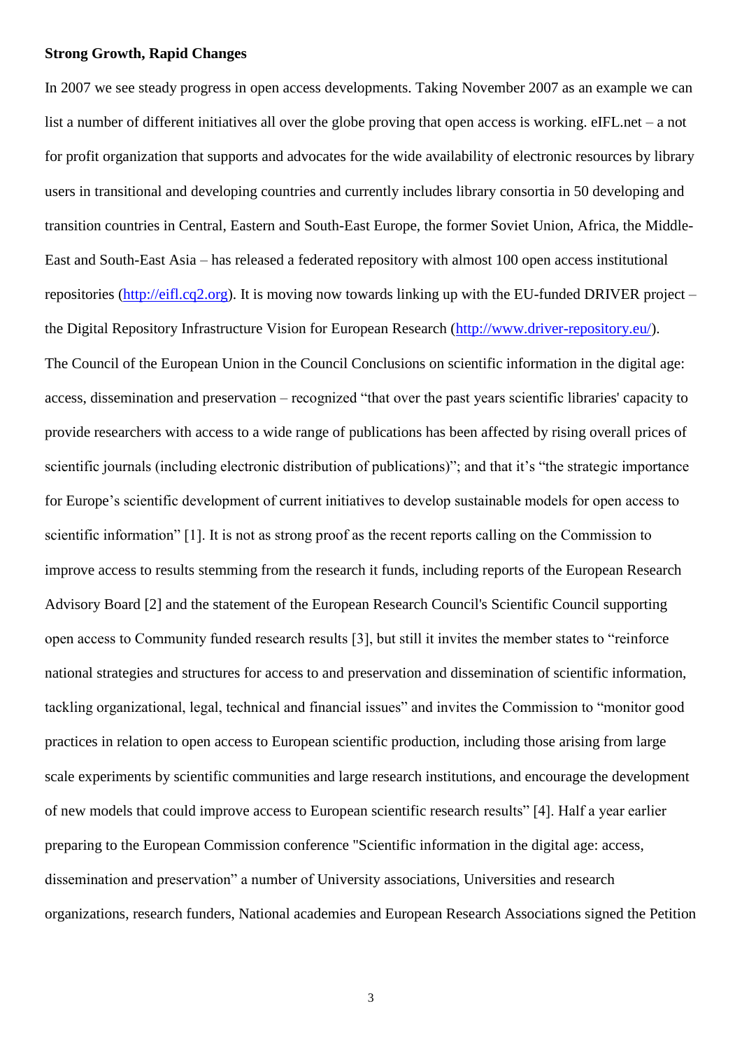**Strong Growth, Rapid Changes**

In 2007 we see steady progress in open access developments. Taking November 2007 as an example we can list a number of different initiatives all over the globe proving that open access is working. eIFL.net – a not for profit organization that supports and advocates for the wide availability of electronic resources by library users in transitional and developing countries and currently includes library consortia in 50 developing and transition countries in Central, Eastern and South-East Europe, the former Soviet Union, Africa, the Middle-East and South-East Asia – has released a federated repository with almost 100 open access institutional repositories (http://eifl.cq2.org). It is moving now towards linking up with the EU-funded DRIVER project – the Digital Repository Infrastructure Vision for European Research (http://www.driver-repository.eu/). The Council of the European Union in the Council Conclusions on scientific information in the digital age: access, dissemination and preservation – recognized “that over the past years scientific libraries' capacity to provide researchers with access to a wide range of publications has been affected by rising overall prices of scientific journals (including electronic distribution of publications)”; and that it’s “the strategic importance for Europe’s scientific development of current initiatives to develop sustainable models for open access to scientific information” [1]. It is not as strong proof as the recent reports calling on the Commission to improve access to results stemming from the research it funds, including reports of the European Research Advisory Board [2] and the statement of the European Research Council's Scientific Council supporting open access to Community funded research results [3], but still it invites the member states to “reinforce national strategies and structures for access to and preservation and dissemination of scientific information, tackling organizational, legal, technical and financial issues” and invites the Commission to “monitor good practices in relation to open access to European scientific production, including those arising from large scale experiments by scientific communities and large research institutions, and encourage the development of new models that could improve access to European scientific research results” [4]. Half a year earlier preparing to the European Commission conference "Scientific information in the digital age: access, dissemination and preservation” a number of University associations, Universities and research organizations, research funders, National academies and European Research Associations signed the Petition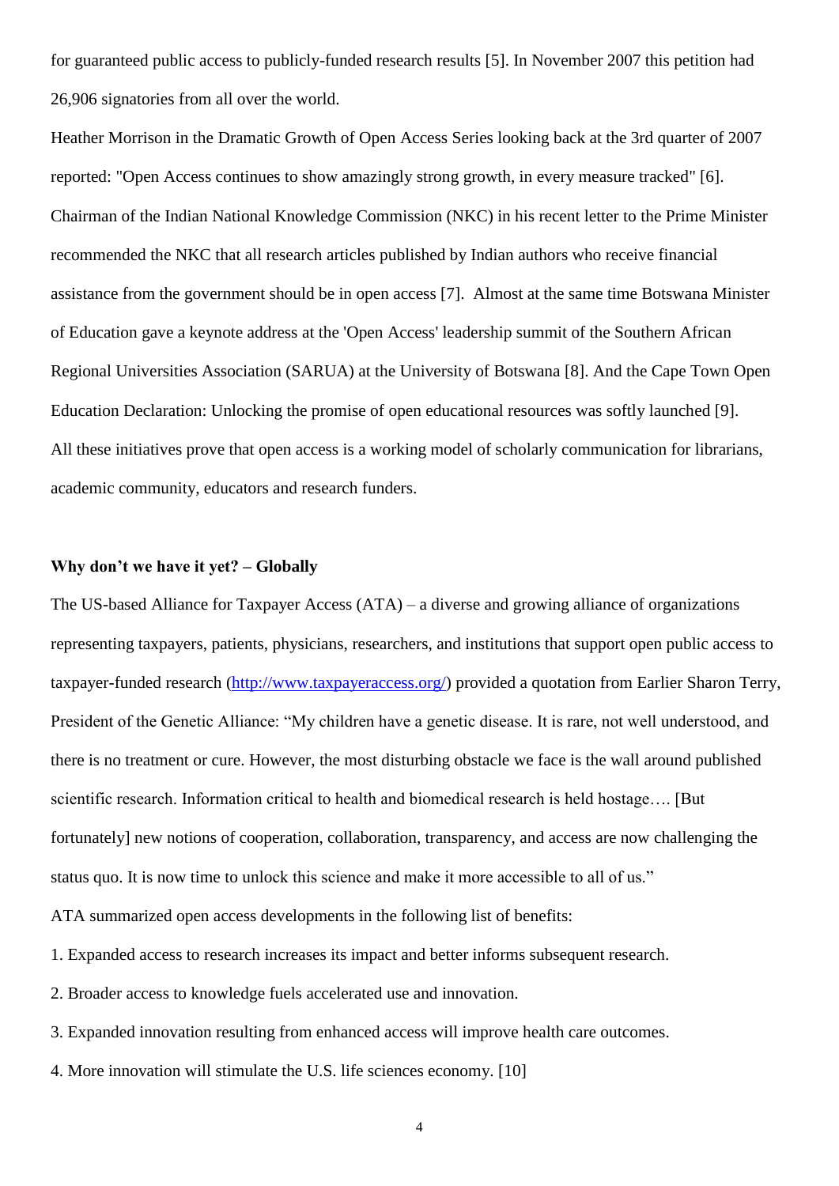for guaranteed public access to publicly-funded research results [5]. In November 2007 this petition had 26,906 signatories from all over the world.

Heather Morrison in the Dramatic Growth of Open Access Series looking back at the 3rd quarter of 2007 reported: "Open Access continues to show amazingly strong growth, in every measure tracked" [6]. Chairman of the Indian National Knowledge Commission (NKC) in his recent letter to the Prime Minister recommended the NKC that all research articles published by Indian authors who receive financial assistance from the government should be in open access [7]. Almost at the same time Botswana Minister of Education gave a keynote address at the 'Open Access' leadership summit of the Southern African Regional Universities Association (SARUA) at the University of Botswana [8]. And the Cape Town Open Education Declaration: Unlocking the promise of open educational resources was softly launched [9]. All these initiatives prove that open access is a working model of scholarly communication for librarians, academic community, educators and research funders.

**Why don't we have it yet? – Globally**

The US-based Alliance for Taxpayer Access (ATA) – a diverse and growing alliance of organizations representing taxpayers, patients, physicians, researchers, and institutions that support open public access to taxpayer-funded research (http://www.taxpayeraccess.org/) provided a quotation from Earlier Sharon Terry, President of the Genetic Alliance: "My children have a genetic disease. It is rare, not well understood, and there is no treatment or cure. However, the most disturbing obstacle we face is the wall around published scientific research. Information critical to health and biomedical research is held hostage…. [But fortunately] new notions of cooperation, collaboration, transparency, and access are now challenging the status quo. It is now time to unlock this science and make it more accessible to all of us."

ATA summarized open access developments in the following list of benefits:

1. Expanded access to research increases its impact and better informs subsequent research.
2. Broader access to knowledge fuels accelerated use and innovation.
3. Expanded innovation resulting from enhanced access will improve health care outcomes.
4. More innovation will stimulate the U.S. life sciences economy. [10]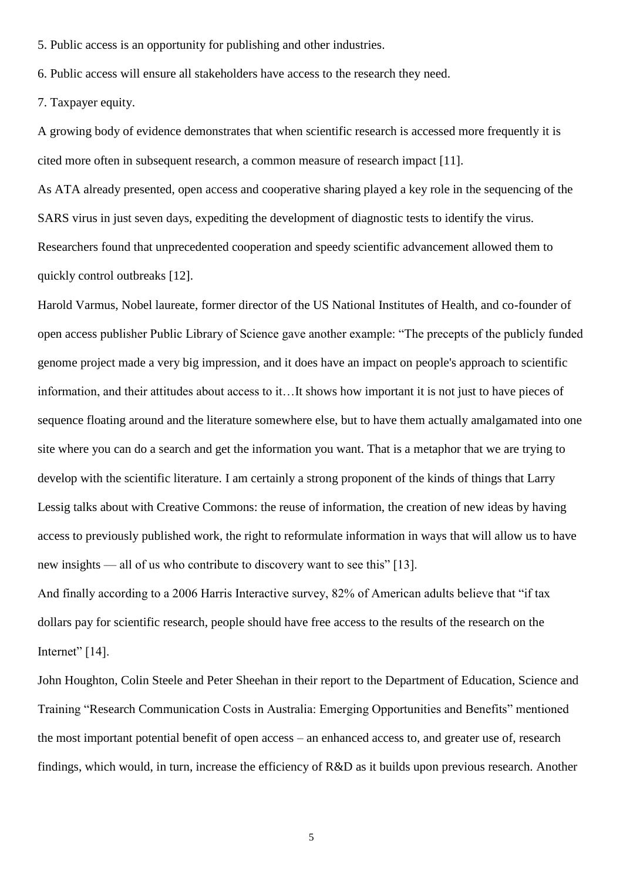5. Public access is an opportunity for publishing and other industries.

6. Public access will ensure all stakeholders have access to the research they need.

7. Taxpayer equity.

A growing body of evidence demonstrates that when scientific research is accessed more frequently it is cited more often in subsequent research, a common measure of research impact [11].

As ATA already presented, open access and cooperative sharing played a key role in the sequencing of the SARS virus in just seven days, expediting the development of diagnostic tests to identify the virus. Researchers found that unprecedented cooperation and speedy scientific advancement allowed them to quickly control outbreaks [12].

Harold Varmus, Nobel laureate, former director of the US National Institutes of Health, and co-founder of open access publisher Public Library of Science gave another example: "The precepts of the publicly funded genome project made a very big impression, and it does have an impact on people's approach to scientific information, and their attitudes about access to it…It shows how important it is not just to have pieces of sequence floating around and the literature somewhere else, but to have them actually amalgamated into one site where you can do a search and get the information you want. That is a metaphor that we are trying to develop with the scientific literature. I am certainly a strong proponent of the kinds of things that Larry Lessig talks about with Creative Commons: the reuse of information, the creation of new ideas by having access to previously published work, the right to reformulate information in ways that will allow us to have new insights — all of us who contribute to discovery want to see this" [13].

And finally according to a 2006 Harris Interactive survey, 82% of American adults believe that "if tax dollars pay for scientific research, people should have free access to the results of the research on the Internet" [14].

John Houghton, Colin Steele and Peter Sheehan in their report to the Department of Education, Science and Training "Research Communication Costs in Australia: Emerging Opportunities and Benefits" mentioned the most important potential benefit of open access – an enhanced access to, and greater use of, research findings, which would, in turn, increase the efficiency of R&D as it builds upon previous research. Another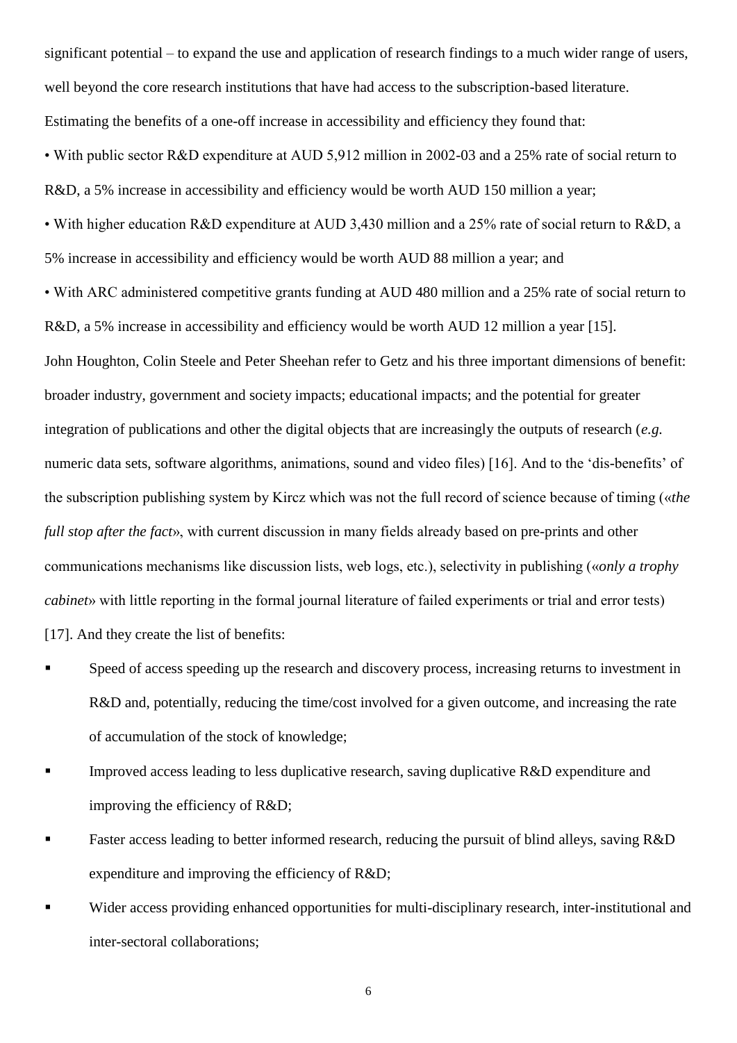significant potential – to expand the use and application of research findings to a much wider range of users, well beyond the core research institutions that have had access to the subscription-based literature. Estimating the benefits of a one-off increase in accessibility and efficiency they found that:

• With public sector R&D expenditure at AUD 5,912 million in 2002-03 and a 25% rate of social return to R&D, a 5% increase in accessibility and efficiency would be worth AUD 150 million a year;

• With higher education R&D expenditure at AUD 3,430 million and a 25% rate of social return to R&D, a 5% increase in accessibility and efficiency would be worth AUD 88 million a year; and

• With ARC administered competitive grants funding at AUD 480 million and a 25% rate of social return to R&D, a 5% increase in accessibility and efficiency would be worth AUD 12 million a year [15].

John Houghton, Colin Steele and Peter Sheehan refer to Getz and his three important dimensions of benefit: broader industry, government and society impacts; educational impacts; and the potential for greater integration of publications and other the digital objects that are increasingly the outputs of research (*e.g.* numeric data sets, software algorithms, animations, sound and video files) [16]. And to the 'dis-benefits' of the subscription publishing system by Kircz which was not the full record of science because of timing («*the full stop after the fact*», with current discussion in many fields already based on pre-prints and other communications mechanisms like discussion lists, web logs, etc.), selectivity in publishing («*only a trophy cabinet*» with little reporting in the formal journal literature of failed experiments or trial and error tests) [17]. And they create the list of benefits:

- Speed of access speeding up the research and discovery process, increasing returns to investment in R&D and, potentially, reducing the time/cost involved for a given outcome, and increasing the rate of accumulation of the stock of knowledge;
- Improved access leading to less duplicative research, saving duplicative R&D expenditure and improving the efficiency of R&D;
- Faster access leading to better informed research, reducing the pursuit of blind alleys, saving R&D expenditure and improving the efficiency of R&D;
- Wider access providing enhanced opportunities for multi-disciplinary research, inter-institutional and inter-sectoral collaborations;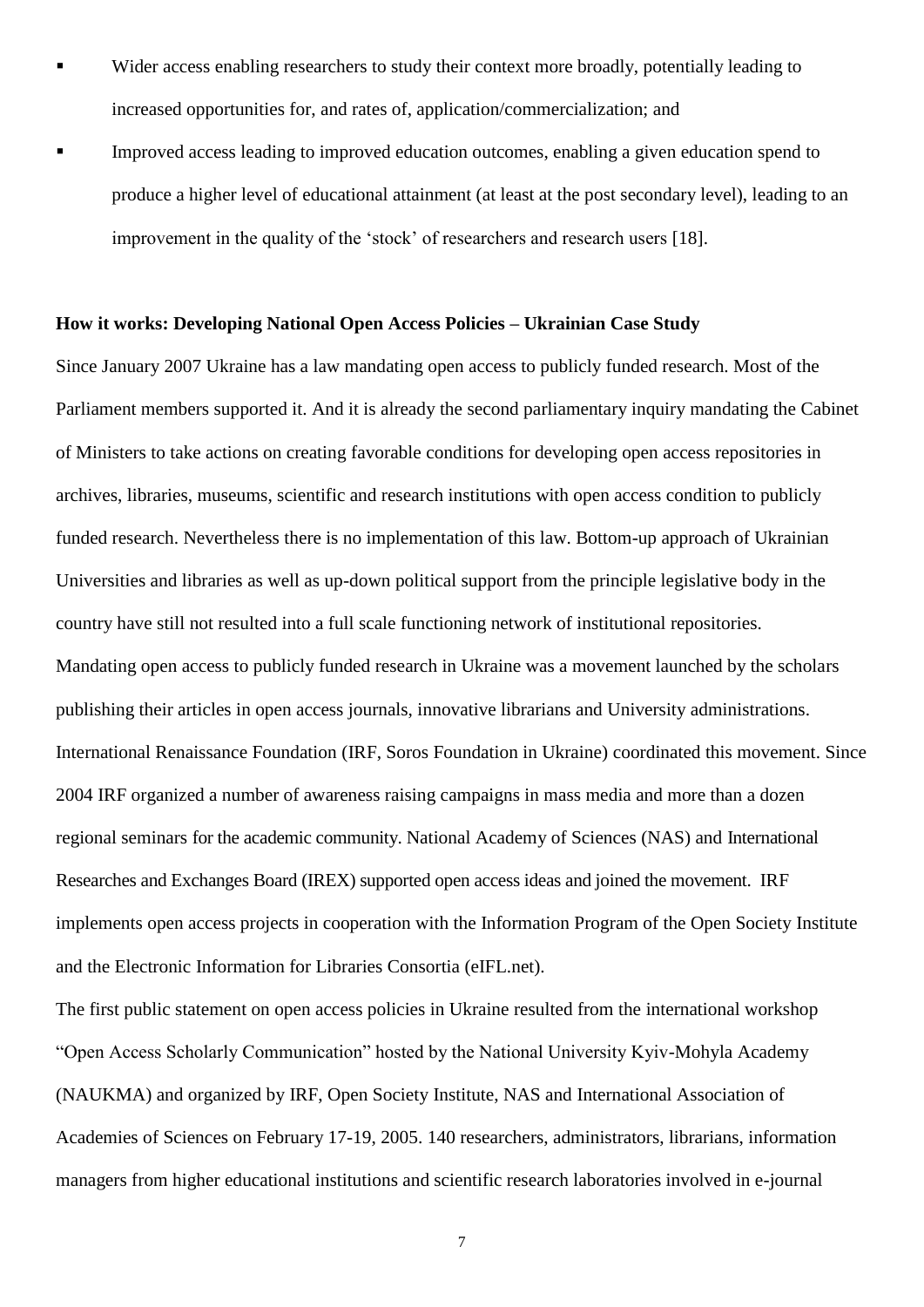- Wider access enabling researchers to study their context more broadly, potentially leading to increased opportunities for, and rates of, application/commercialization; and
- Improved access leading to improved education outcomes, enabling a given education spend to produce a higher level of educational attainment (at least at the post secondary level), leading to an improvement in the quality of the 'stock' of researchers and research users [18].

**How it works: Developing National Open Access Policies – Ukrainian Case Study**

Since January 2007 Ukraine has a law mandating open access to publicly funded research. Most of the Parliament members supported it. And it is already the second parliamentary inquiry mandating the Cabinet of Ministers to take actions on creating favorable conditions for developing open access repositories in archives, libraries, museums, scientific and research institutions with open access condition to publicly funded research. Nevertheless there is no implementation of this law. Bottom-up approach of Ukrainian Universities and libraries as well as up-down political support from the principle legislative body in the country have still not resulted into a full scale functioning network of institutional repositories.

Mandating open access to publicly funded research in Ukraine was a movement launched by the scholars publishing their articles in open access journals, innovative librarians and University administrations. International Renaissance Foundation (IRF, Soros Foundation in Ukraine) coordinated this movement. Since 2004 IRF organized a number of awareness raising campaigns in mass media and more than a dozen regional seminars for the academic community. National Academy of Sciences (NAS) and International Researches and Exchanges Board (IREX) supported open access ideas and joined the movement. IRF implements open access projects in cooperation with the Information Program of the Open Society Institute and the Electronic Information for Libraries Consortia (eIFL.net).

The first public statement on open access policies in Ukraine resulted from the international workshop "Open Access Scholarly Communication" hosted by the National University Kyiv-Mohyla Academy (NAUKMA) and organized by IRF, Open Society Institute, NAS and International Association of Academies of Sciences on February 17-19, 2005. 140 researchers, administrators, librarians, information managers from higher educational institutions and scientific research laboratories involved in e-journal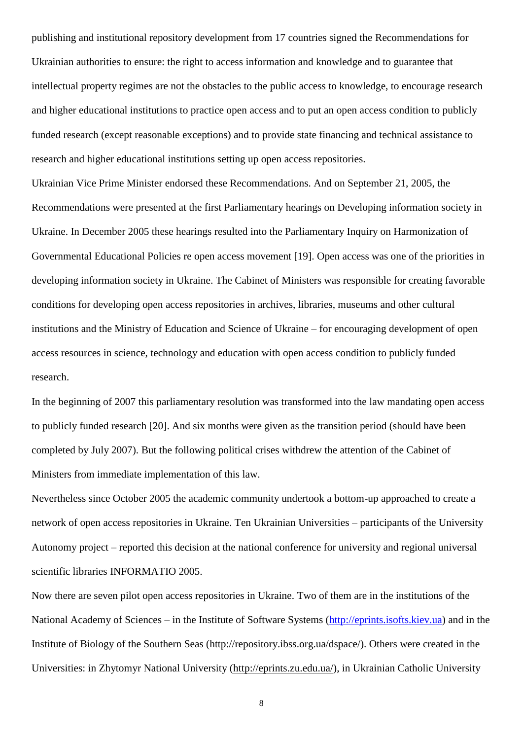publishing and institutional repository development from 17 countries signed the Recommendations for Ukrainian authorities to ensure: the right to access information and knowledge and to guarantee that intellectual property regimes are not the obstacles to the public access to knowledge, to encourage research and higher educational institutions to practice open access and to put an open access condition to publicly funded research (except reasonable exceptions) and to provide state financing and technical assistance to research and higher educational institutions setting up open access repositories.

Ukrainian Vice Prime Minister endorsed these Recommendations. And on September 21, 2005, the Recommendations were presented at the first Parliamentary hearings on Developing information society in Ukraine. In December 2005 these hearings resulted into the Parliamentary Inquiry on Harmonization of Governmental Educational Policies re open access movement [19]. Open access was one of the priorities in developing information society in Ukraine. The Cabinet of Ministers was responsible for creating favorable conditions for developing open access repositories in archives, libraries, museums and other cultural institutions and the Ministry of Education and Science of Ukraine – for encouraging development of open access resources in science, technology and education with open access condition to publicly funded research.

In the beginning of 2007 this parliamentary resolution was transformed into the law mandating open access to publicly funded research [20]. And six months were given as the transition period (should have been completed by July 2007). But the following political crises withdrew the attention of the Cabinet of Ministers from immediate implementation of this law.

Nevertheless since October 2005 the academic community undertook a bottom-up approached to create a network of open access repositories in Ukraine. Ten Ukrainian Universities – participants of the University Autonomy project – reported this decision at the national conference for university and regional universal scientific libraries INFORMATIO 2005.

Now there are seven pilot open access repositories in Ukraine. Two of them are in the institutions of the National Academy of Sciences – in the Institute of Software Systems (http://eprints.isofts.kiev.ua) and in the Institute of Biology of the Southern Seas (http://repository.ibss.org.ua/dspace/). Others were created in the Universities: in Zhytomyr National University (http://eprints.zu.edu.ua/), in Ukrainian Catholic University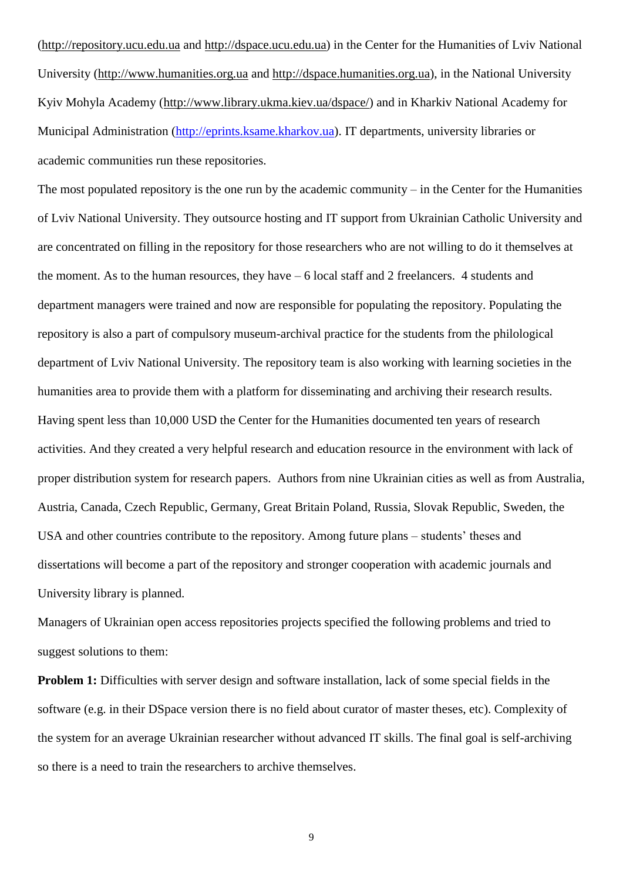(http://repository.ucu.edu.ua and http://dspace.ucu.edu.ua) in the Center for the Humanities of Lviv National University (http://www.humanities.org.ua and http://dspace.humanities.org.ua), in the National University Kyiv Mohyla Academy (http://www.library.ukma.kiev.ua/dspace/) and in Kharkiv National Academy for Municipal Administration (http://eprints.ksame.kharkov.ua). IT departments, university libraries or academic communities run these repositories.

The most populated repository is the one run by the academic community – in the Center for the Humanities of Lviv National University. They outsource hosting and IT support from Ukrainian Catholic University and are concentrated on filling in the repository for those researchers who are not willing to do it themselves at the moment. As to the human resources, they have – 6 local staff and 2 freelancers. 4 students and department managers were trained and now are responsible for populating the repository. Populating the repository is also a part of compulsory museum-archival practice for the students from the philological department of Lviv National University. The repository team is also working with learning societies in the humanities area to provide them with a platform for disseminating and archiving their research results. Having spent less than 10,000 USD the Center for the Humanities documented ten years of research activities. And they created a very helpful research and education resource in the environment with lack of proper distribution system for research papers. Authors from nine Ukrainian cities as well as from Australia, Austria, Canada, Czech Republic, Germany, Great Britain Poland, Russia, Slovak Republic, Sweden, the USA and other countries contribute to the repository. Among future plans – students' theses and dissertations will become a part of the repository and stronger cooperation with academic journals and University library is planned.

Managers of Ukrainian open access repositories projects specified the following problems and tried to suggest solutions to them:

**Problem 1:** Difficulties with server design and software installation, lack of some special fields in the software (e.g. in their DSpace version there is no field about curator of master theses, etc). Complexity of the system for an average Ukrainian researcher without advanced IT skills. The final goal is self-archiving so there is a need to train the researchers to archive themselves.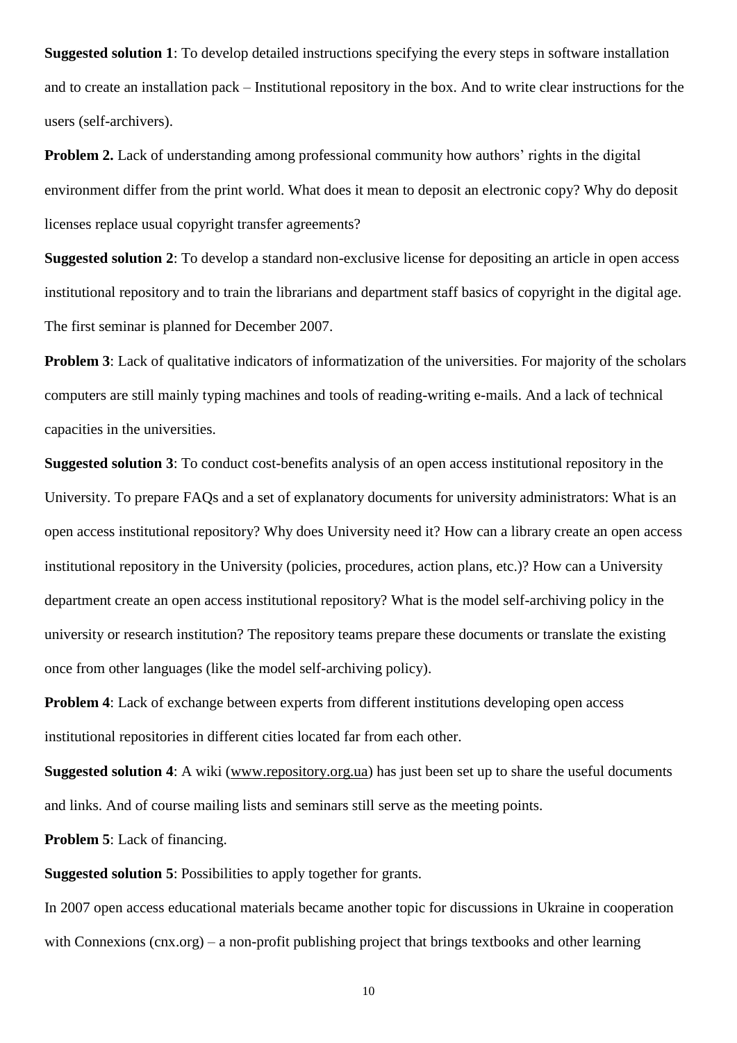**Suggested solution 1**: To develop detailed instructions specifying the every steps in software installation and to create an installation pack – Institutional repository in the box. And to write clear instructions for the users (self-archivers).

**Problem 2.** Lack of understanding among professional community how authors' rights in the digital environment differ from the print world. What does it mean to deposit an electronic copy? Why do deposit licenses replace usual copyright transfer agreements?

**Suggested solution 2**: To develop a standard non-exclusive license for depositing an article in open access institutional repository and to train the librarians and department staff basics of copyright in the digital age. The first seminar is planned for December 2007.

**Problem 3**: Lack of qualitative indicators of informatization of the universities. For majority of the scholars computers are still mainly typing machines and tools of reading-writing e-mails. And a lack of technical capacities in the universities.

**Suggested solution 3**: To conduct cost-benefits analysis of an open access institutional repository in the University. To prepare FAQs and a set of explanatory documents for university administrators: What is an open access institutional repository? Why does University need it? How can a library create an open access institutional repository in the University (policies, procedures, action plans, etc.)? How can a University department create an open access institutional repository? What is the model self-archiving policy in the university or research institution? The repository teams prepare these documents or translate the existing once from other languages (like the model self-archiving policy).

**Problem 4**: Lack of exchange between experts from different institutions developing open access institutional repositories in different cities located far from each other.

**Suggested solution 4**: A wiki (www.repository.org.ua) has just been set up to share the useful documents and links. And of course mailing lists and seminars still serve as the meeting points.

**Problem 5**: Lack of financing.

**Suggested solution 5**: Possibilities to apply together for grants.

In 2007 open access educational materials became another topic for discussions in Ukraine in cooperation with Connexions (cnx.org) – a non-profit publishing project that brings textbooks and other learning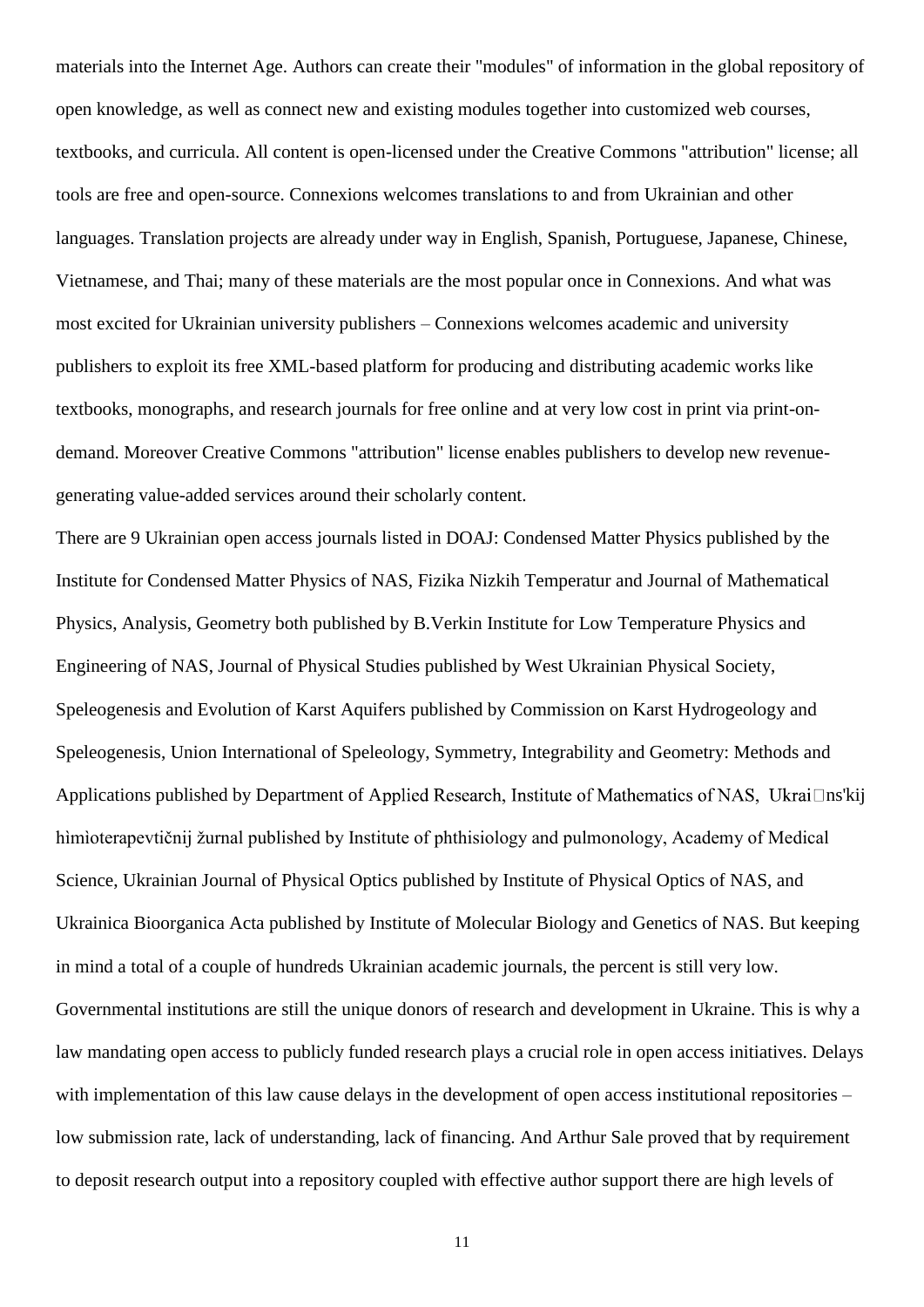materials into the Internet Age. Authors can create their "modules" of information in the global repository of open knowledge, as well as connect new and existing modules together into customized web courses, textbooks, and curricula. All content is open-licensed under the Creative Commons "attribution" license; all tools are free and open-source. Connexions welcomes translations to and from Ukrainian and other languages. Translation projects are already under way in English, Spanish, Portuguese, Japanese, Chinese, Vietnamese, and Thai; many of these materials are the most popular once in Connexions. And what was most excited for Ukrainian university publishers – Connexions welcomes academic and university publishers to exploit its free XML-based platform for producing and distributing academic works like textbooks, monographs, and research journals for free online and at very low cost in print via print-on-demand. Moreover Creative Commons "attribution" license enables publishers to develop new revenue-generating value-added services around their scholarly content.

There are 9 Ukrainian open access journals listed in DOAJ: Condensed Matter Physics published by the Institute for Condensed Matter Physics of NAS, Fizika Nizkih Temperatur and Journal of Mathematical Physics, Analysis, Geometry both published by B.Verkin Institute for Low Temperature Physics and Engineering of NAS, Journal of Physical Studies published by West Ukrainian Physical Society, Speleogenesis and Evolution of Karst Aquifers published by Commission on Karst Hydrogeology and Speleogenesis, Union International of Speleology, Symmetry, Integrability and Geometry: Methods and Applications published by Department of Applied Research, Institute of Mathematics of NAS, Ukrai�ns'kij hìmìoterapevtičnij žurnal published by Institute of phthisiology and pulmonology, Academy of Medical Science, Ukrainian Journal of Physical Optics published by Institute of Physical Optics of NAS, and Ukrainica Bioorganica Acta published by Institute of Molecular Biology and Genetics of NAS. But keeping in mind a total of a couple of hundreds Ukrainian academic journals, the percent is still very low.

Governmental institutions are still the unique donors of research and development in Ukraine. This is why a law mandating open access to publicly funded research plays a crucial role in open access initiatives. Delays with implementation of this law cause delays in the development of open access institutional repositories – low submission rate, lack of understanding, lack of financing. And Arthur Sale proved that by requirement to deposit research output into a repository coupled with effective author support there are high levels of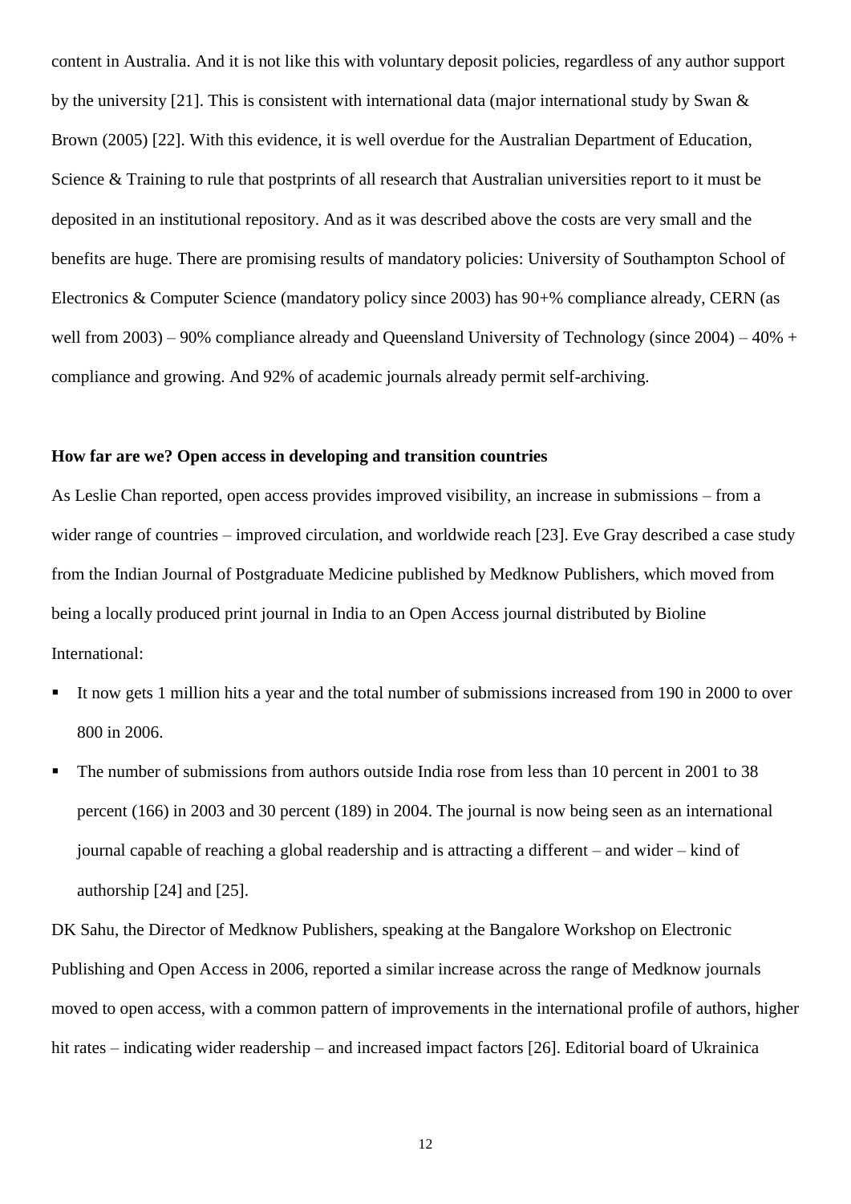content in Australia. And it is not like this with voluntary deposit policies, regardless of any author support by the university [21]. This is consistent with international data (major international study by Swan & Brown (2005) [22]. With this evidence, it is well overdue for the Australian Department of Education, Science & Training to rule that postprints of all research that Australian universities report to it must be deposited in an institutional repository. And as it was described above the costs are very small and the benefits are huge. There are promising results of mandatory policies: University of Southampton School of Electronics & Computer Science (mandatory policy since 2003) has 90+% compliance already, CERN (as well from 2003) – 90% compliance already and Queensland University of Technology (since 2004) – 40% + compliance and growing. And 92% of academic journals already permit self-archiving.

**How far are we? Open access in developing and transition countries**

As Leslie Chan reported, open access provides improved visibility, an increase in submissions – from a wider range of countries – improved circulation, and worldwide reach [23]. Eve Gray described a case study from the Indian Journal of Postgraduate Medicine published by Medknow Publishers, which moved from being a locally produced print journal in India to an Open Access journal distributed by Bioline International:

- It now gets 1 million hits a year and the total number of submissions increased from 190 in 2000 to over 800 in 2006.
- The number of submissions from authors outside India rose from less than 10 percent in 2001 to 38 percent (166) in 2003 and 30 percent (189) in 2004. The journal is now being seen as an international journal capable of reaching a global readership and is attracting a different – and wider – kind of authorship [24] and [25].

DK Sahu, the Director of Medknow Publishers, speaking at the Bangalore Workshop on Electronic Publishing and Open Access in 2006, reported a similar increase across the range of Medknow journals moved to open access, with a common pattern of improvements in the international profile of authors, higher hit rates – indicating wider readership – and increased impact factors [26]. Editorial board of Ukrainica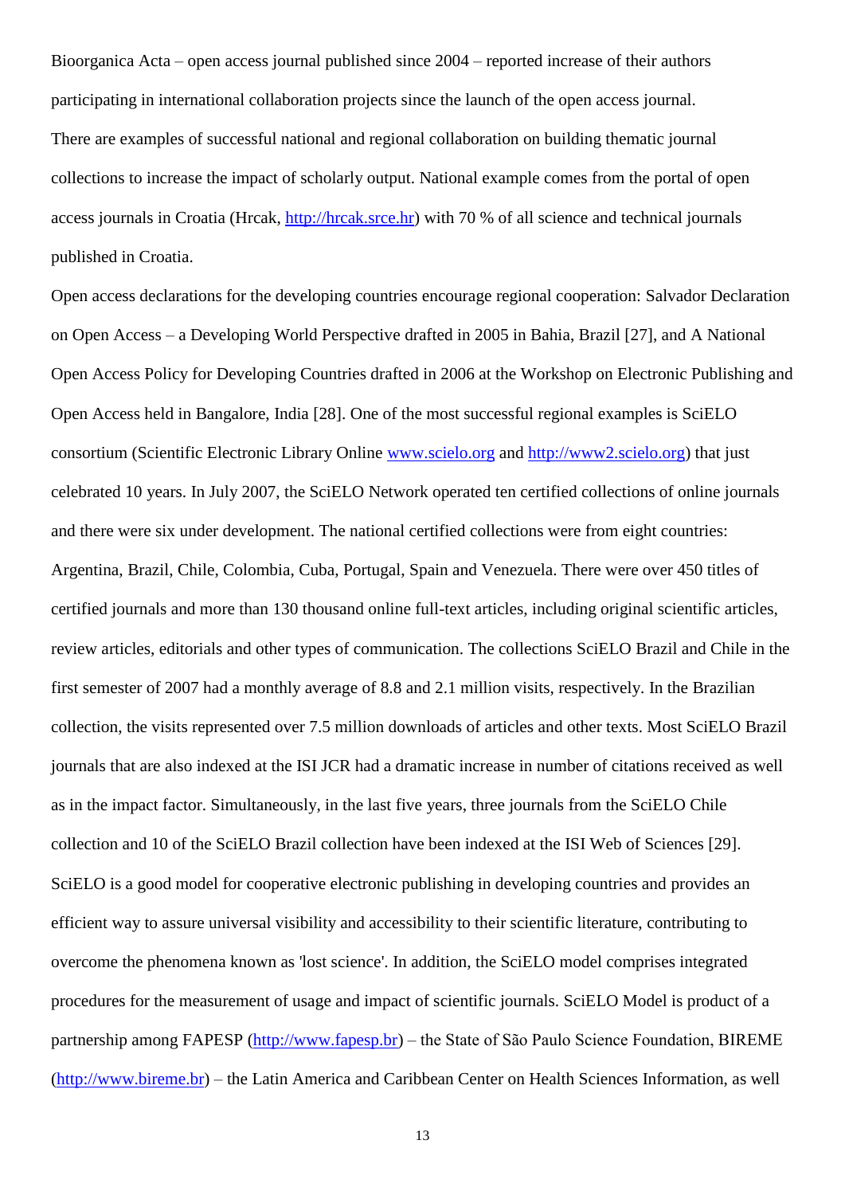Bioorganica Acta – open access journal published since 2004 – reported increase of their authors participating in international collaboration projects since the launch of the open access journal.

There are examples of successful national and regional collaboration on building thematic journal collections to increase the impact of scholarly output. National example comes from the portal of open access journals in Croatia (Hrcak, http://hrcak.srce.hr) with 70 % of all science and technical journals published in Croatia.

Open access declarations for the developing countries encourage regional cooperation: Salvador Declaration on Open Access – a Developing World Perspective drafted in 2005 in Bahia, Brazil [27], and A National Open Access Policy for Developing Countries drafted in 2006 at the Workshop on Electronic Publishing and Open Access held in Bangalore, India [28]. One of the most successful regional examples is SciELO consortium (Scientific Electronic Library Online www.scielo.org and http://www2.scielo.org) that just celebrated 10 years. In July 2007, the SciELO Network operated ten certified collections of online journals and there were six under development. The national certified collections were from eight countries: Argentina, Brazil, Chile, Colombia, Cuba, Portugal, Spain and Venezuela. There were over 450 titles of certified journals and more than 130 thousand online full-text articles, including original scientific articles, review articles, editorials and other types of communication. The collections SciELO Brazil and Chile in the first semester of 2007 had a monthly average of 8.8 and 2.1 million visits, respectively. In the Brazilian collection, the visits represented over 7.5 million downloads of articles and other texts. Most SciELO Brazil journals that are also indexed at the ISI JCR had a dramatic increase in number of citations received as well as in the impact factor. Simultaneously, in the last five years, three journals from the SciELO Chile collection and 10 of the SciELO Brazil collection have been indexed at the ISI Web of Sciences [29]. SciELO is a good model for cooperative electronic publishing in developing countries and provides an efficient way to assure universal visibility and accessibility to their scientific literature, contributing to overcome the phenomena known as 'lost science'. In addition, the SciELO model comprises integrated procedures for the measurement of usage and impact of scientific journals. SciELO Model is product of a partnership among FAPESP (http://www.fapesp.br) – the State of São Paulo Science Foundation, BIREME (http://www.bireme.br) – the Latin America and Caribbean Center on Health Sciences Information, as well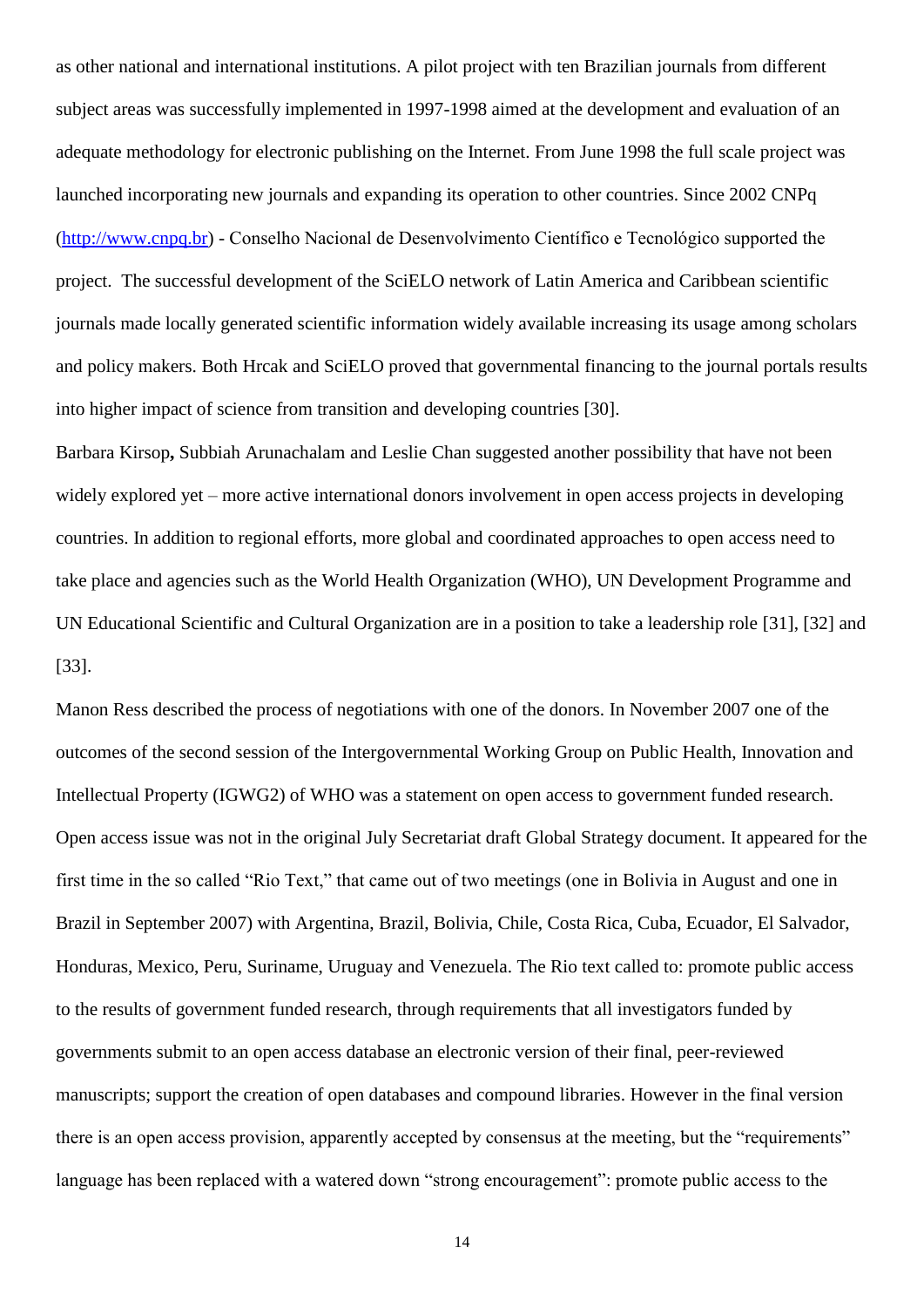as other national and international institutions. A pilot project with ten Brazilian journals from different subject areas was successfully implemented in 1997-1998 aimed at the development and evaluation of an adequate methodology for electronic publishing on the Internet. From June 1998 the full scale project was launched incorporating new journals and expanding its operation to other countries. Since 2002 CNPq (http://www.cnpq.br) - Conselho Nacional de Desenvolvimento Científico e Tecnológico supported the project. The successful development of the SciELO network of Latin America and Caribbean scientific journals made locally generated scientific information widely available increasing its usage among scholars and policy makers. Both Hrcak and SciELO proved that governmental financing to the journal portals results into higher impact of science from transition and developing countries [30].

Barbara Kirsop**,** Subbiah Arunachalam and Leslie Chan suggested another possibility that have not been widely explored yet – more active international donors involvement in open access projects in developing countries. In addition to regional efforts, more global and coordinated approaches to open access need to take place and agencies such as the World Health Organization (WHO), UN Development Programme and UN Educational Scientific and Cultural Organization are in a position to take a leadership role [31], [32] and [33].

Manon Ress described the process of negotiations with one of the donors. In November 2007 one of the outcomes of the second session of the Intergovernmental Working Group on Public Health, Innovation and Intellectual Property (IGWG2) of WHO was a statement on open access to government funded research. Open access issue was not in the original July Secretariat draft Global Strategy document. It appeared for the first time in the so called "Rio Text," that came out of two meetings (one in Bolivia in August and one in Brazil in September 2007) with Argentina, Brazil, Bolivia, Chile, Costa Rica, Cuba, Ecuador, El Salvador, Honduras, Mexico, Peru, Suriname, Uruguay and Venezuela. The Rio text called to: promote public access to the results of government funded research, through requirements that all investigators funded by governments submit to an open access database an electronic version of their final, peer-reviewed manuscripts; support the creation of open databases and compound libraries. However in the final version there is an open access provision, apparently accepted by consensus at the meeting, but the "requirements" language has been replaced with a watered down "strong encouragement": promote public access to the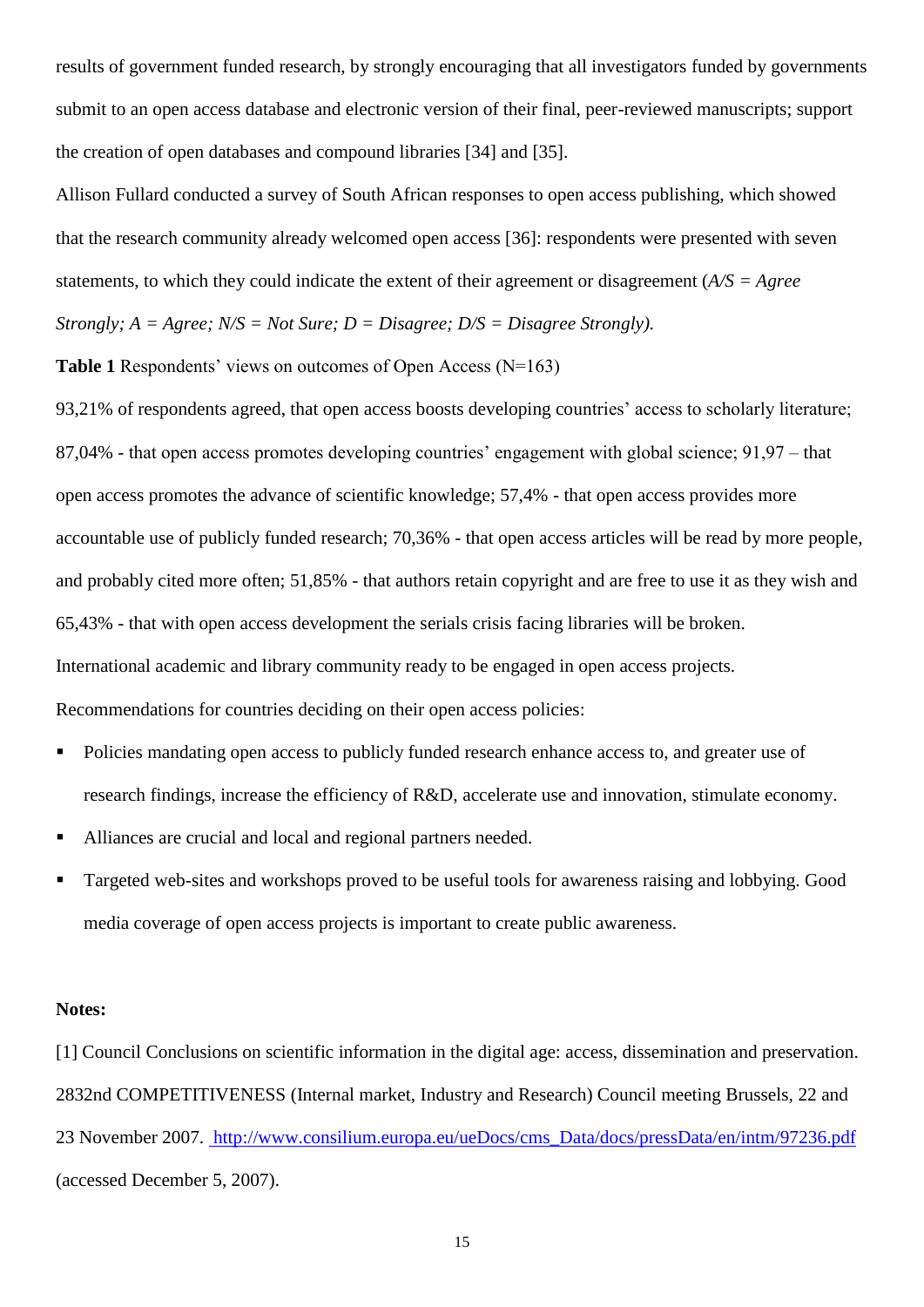results of government funded research, by strongly encouraging that all investigators funded by governments submit to an open access database and electronic version of their final, peer-reviewed manuscripts; support the creation of open databases and compound libraries [34] and [35].

Allison Fullard conducted a survey of South African responses to open access publishing, which showed that the research community already welcomed open access [36]: respondents were presented with seven statements, to which they could indicate the extent of their agreement or disagreement (*A/S = Agree Strongly; A = Agree; N/S = Not Sure; D = Disagree; D/S = Disagree Strongly).*

**Table 1** Respondents' views on outcomes of Open Access (N=163)

93,21% of respondents agreed, that open access boosts developing countries' access to scholarly literature; 87,04% - that open access promotes developing countries' engagement with global science; 91,97 – that open access promotes the advance of scientific knowledge; 57,4% - that open access provides more accountable use of publicly funded research; 70,36% - that open access articles will be read by more people, and probably cited more often; 51,85% - that authors retain copyright and are free to use it as they wish and 65,43% - that with open access development the serials crisis facing libraries will be broken.

International academic and library community ready to be engaged in open access projects.

Recommendations for countries deciding on their open access policies:

- Policies mandating open access to publicly funded research enhance access to, and greater use of research findings, increase the efficiency of R&D, accelerate use and innovation, stimulate economy.
- Alliances are crucial and local and regional partners needed.
- Targeted web-sites and workshops proved to be useful tools for awareness raising and lobbying. Good media coverage of open access projects is important to create public awareness.

**Notes:**

[1] Council Conclusions on scientific information in the digital age: access, dissemination and preservation. 2832nd COMPETITIVENESS (Internal market, Industry and Research) Council meeting Brussels, 22 and 23 November 2007. http://www.consilium.europa.eu/ueDocs/cms_Data/docs/pressData/en/intm/97236.pdf (accessed December 5, 2007).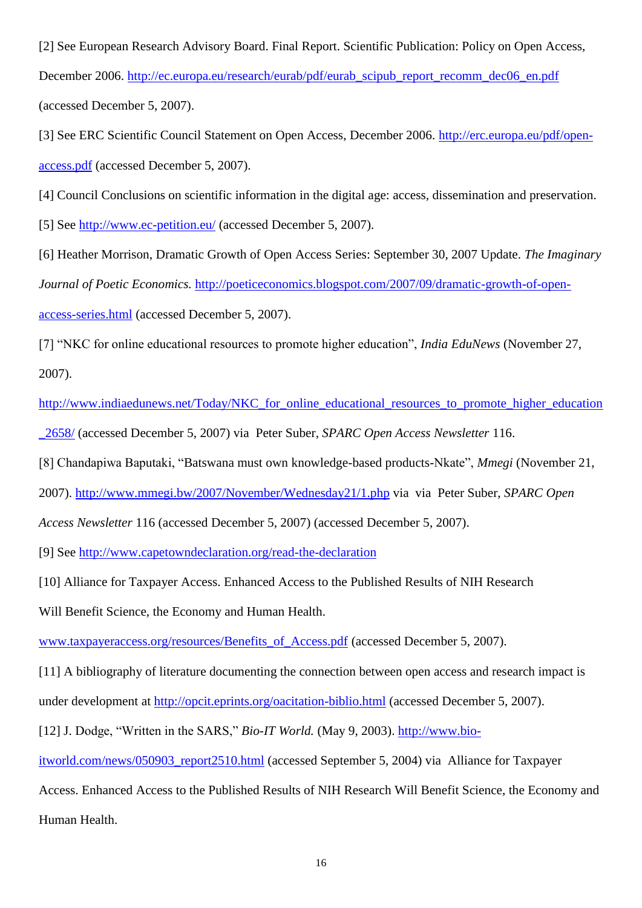[2] See European Research Advisory Board. Final Report. Scientific Publication: Policy on Open Access, December 2006. http://ec.europa.eu/research/eurab/pdf/eurab_scipub_report_recomm_dec06_en.pdf (accessed December 5, 2007).

[3] See ERC Scientific Council Statement on Open Access, December 2006. http://erc.europa.eu/pdf/open-access.pdf (accessed December 5, 2007).

[4] Council Conclusions on scientific information in the digital age: access, dissemination and preservation.

[5] See http://www.ec-petition.eu/ (accessed December 5, 2007).

[6] Heather Morrison, Dramatic Growth of Open Access Series: September 30, 2007 Update. *The Imaginary Journal of Poetic Economics.* http://poeticeconomics.blogspot.com/2007/09/dramatic-growth-of-open-access-series.html (accessed December 5, 2007).

[7] "NKC for online educational resources to promote higher education", *India EduNews* (November 27, 2007). http://www.indiaedunews.net/Today/NKC_for_online_educational_resources_to_promote_higher_education_2658/ (accessed December 5, 2007) via Peter Suber, *SPARC Open Access Newsletter* 116.

[8] Chandapiwa Baputaki, "Batswana must own knowledge-based products-Nkate", *Mmegi* (November 21, 2007). http://www.mmegi.bw/2007/November/Wednesday21/1.php via via Peter Suber, *SPARC Open Access Newsletter* 116 (accessed December 5, 2007) (accessed December 5, 2007).

[9] See http://www.capetowndeclaration.org/read-the-declaration

[10] Alliance for Taxpayer Access. Enhanced Access to the Published Results of NIH Research Will Benefit Science, the Economy and Human Health. www.taxpayeraccess.org/resources/Benefits_of_Access.pdf (accessed December 5, 2007).

[11] A bibliography of literature documenting the connection between open access and research impact is under development at http://opcit.eprints.org/oacitation-biblio.html (accessed December 5, 2007).

[12] J. Dodge, "Written in the SARS," *Bio-IT World.* (May 9, 2003). http://www.bio-itworld.com/news/050903_report2510.html (accessed September 5, 2004) via Alliance for Taxpayer Access. Enhanced Access to the Published Results of NIH Research Will Benefit Science, the Economy and Human Health.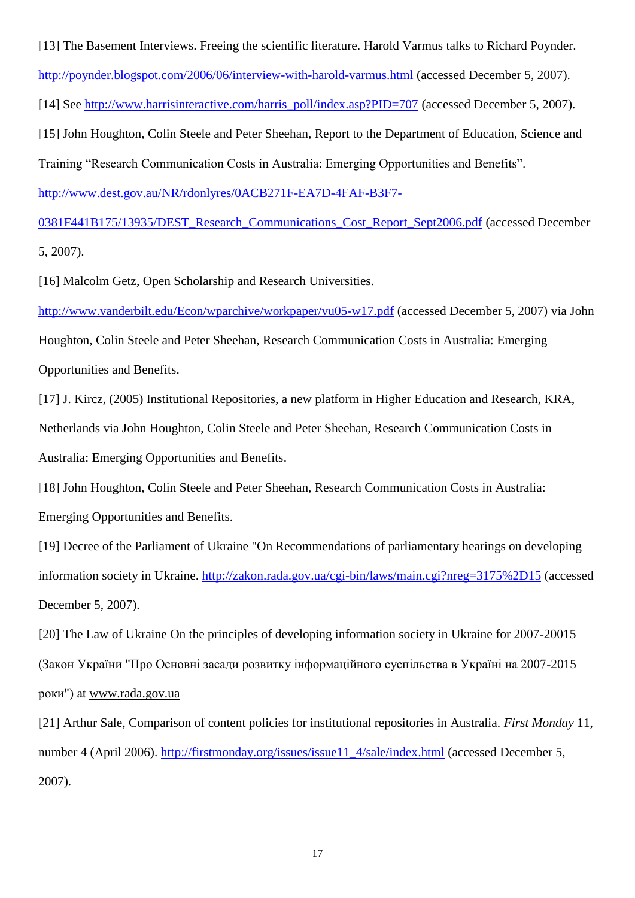[13] The Basement Interviews. Freeing the scientific literature. Harold Varmus talks to Richard Poynder. http://poynder.blogspot.com/2006/06/interview-with-harold-varmus.html (accessed December 5, 2007).

[14] See http://www.harrisinteractive.com/harris_poll/index.asp?PID=707 (accessed December 5, 2007).

[15] John Houghton, Colin Steele and Peter Sheehan, Report to the Department of Education, Science and Training "Research Communication Costs in Australia: Emerging Opportunities and Benefits". http://www.dest.gov.au/NR/rdonlyres/0ACB271F-EA7D-4FAF-B3F7-0381F441B175/13935/DEST_Research_Communications_Cost_Report_Sept2006.pdf (accessed December 5, 2007).

[16] Malcolm Getz, Open Scholarship and Research Universities. http://www.vanderbilt.edu/Econ/wparchive/workpaper/vu05-w17.pdf (accessed December 5, 2007) via John Houghton, Colin Steele and Peter Sheehan, Research Communication Costs in Australia: Emerging Opportunities and Benefits.

[17] J. Kircz, (2005) Institutional Repositories, a new platform in Higher Education and Research, KRA, Netherlands via John Houghton, Colin Steele and Peter Sheehan, Research Communication Costs in Australia: Emerging Opportunities and Benefits.

[18] John Houghton, Colin Steele and Peter Sheehan, Research Communication Costs in Australia: Emerging Opportunities and Benefits.

[19] Decree of the Parliament of Ukraine "On Recommendations of parliamentary hearings on developing information society in Ukraine. http://zakon.rada.gov.ua/cgi-bin/laws/main.cgi?nreg=3175%2D15 (accessed December 5, 2007).

[20] The Law of Ukraine On the principles of developing information society in Ukraine for 2007-20015 (Закон України "Про Основні засади розвитку інформаційного суспільства в Україні на 2007-2015 роки") at www.rada.gov.ua

[21] Arthur Sale, Comparison of content policies for institutional repositories in Australia. *First Monday* 11, number 4 (April 2006). http://firstmonday.org/issues/issue11_4/sale/index.html (accessed December 5, 2007).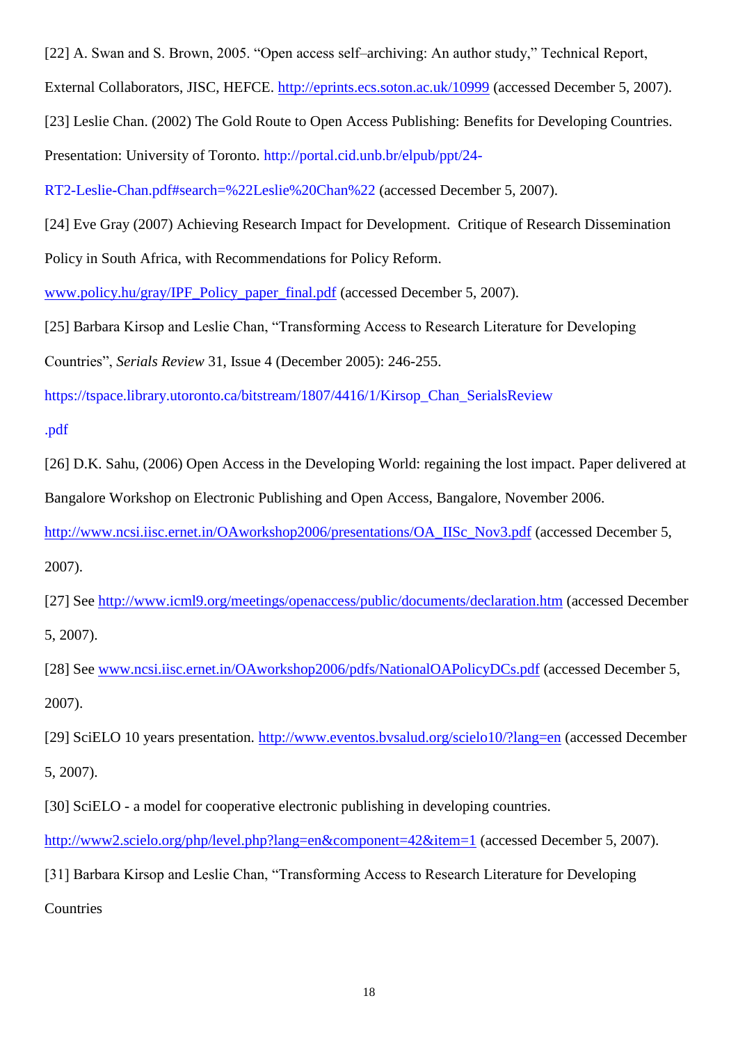[22] A. Swan and S. Brown, 2005. "Open access self–archiving: An author study," Technical Report, External Collaborators, JISC, HEFCE. http://eprints.ecs.soton.ac.uk/10999 (accessed December 5, 2007).

[23] Leslie Chan. (2002) The Gold Route to Open Access Publishing: Benefits for Developing Countries. Presentation: University of Toronto. http://portal.cid.unb.br/elpub/ppt/24-RT2-Leslie-Chan.pdf#search=%22Leslie%20Chan%22 (accessed December 5, 2007).

[24] Eve Gray (2007) Achieving Research Impact for Development. Critique of Research Dissemination Policy in South Africa, with Recommendations for Policy Reform. www.policy.hu/gray/IPF_Policy_paper_final.pdf (accessed December 5, 2007).

[25] Barbara Kirsop and Leslie Chan, "Transforming Access to Research Literature for Developing Countries", *Serials Review* 31, Issue 4 (December 2005): 246-255. https://tspace.library.utoronto.ca/bitstream/1807/4416/1/Kirsop_Chan_SerialsReview.pdf

[26] D.K. Sahu, (2006) Open Access in the Developing World: regaining the lost impact. Paper delivered at Bangalore Workshop on Electronic Publishing and Open Access, Bangalore, November 2006. http://www.ncsi.iisc.ernet.in/OAworkshop2006/presentations/OA_IISc_Nov3.pdf (accessed December 5, 2007).

[27] See http://www.icml9.org/meetings/openaccess/public/documents/declaration.htm (accessed December 5, 2007).

[28] See www.ncsi.iisc.ernet.in/OAworkshop2006/pdfs/NationalOAPolicyDCs.pdf (accessed December 5, 2007).

[29] SciELO 10 years presentation. http://www.eventos.bvsalud.org/scielo10/?lang=en (accessed December 5, 2007).

[30] SciELO - a model for cooperative electronic publishing in developing countries. http://www2.scielo.org/php/level.php?lang=en&component=42&item=1 (accessed December 5, 2007).

[31] Barbara Kirsop and Leslie Chan, "Transforming Access to Research Literature for Developing Countries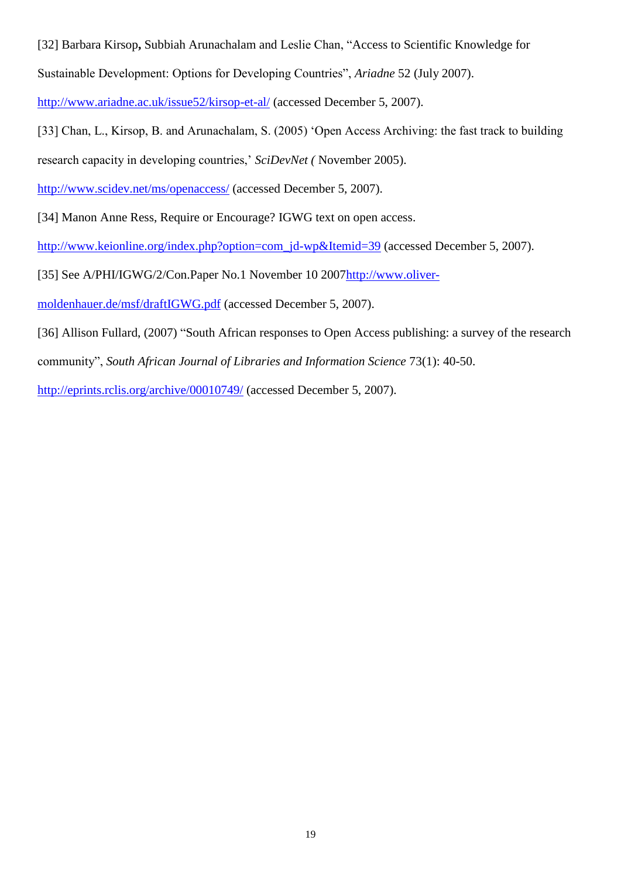[32] Barbara Kirsop**,** Subbiah Arunachalam and Leslie Chan, "Access to Scientific Knowledge for Sustainable Development: Options for Developing Countries", *Ariadne* 52 (July 2007). http://www.ariadne.ac.uk/issue52/kirsop-et-al/ (accessed December 5, 2007).

[33] Chan, L., Kirsop, B. and Arunachalam, S. (2005) 'Open Access Archiving: the fast track to building research capacity in developing countries,' *SciDevNet (* November 2005). http://www.scidev.net/ms/openaccess/ (accessed December 5, 2007).

[34] Manon Anne Ress, Require or Encourage? IGWG text on open access. http://www.keionline.org/index.php?option=com_jd-wp&Itemid=39 (accessed December 5, 2007).

[35] See A/PHI/IGWG/2/Con.Paper No.1 November 10 2007http://www.oliver-moldenhauer.de/msf/draftIGWG.pdf (accessed December 5, 2007).

[36] Allison Fullard, (2007) "South African responses to Open Access publishing: a survey of the research community", *South African Journal of Libraries and Information Science* 73(1): 40-50. http://eprints.rclis.org/archive/00010749/ (accessed December 5, 2007).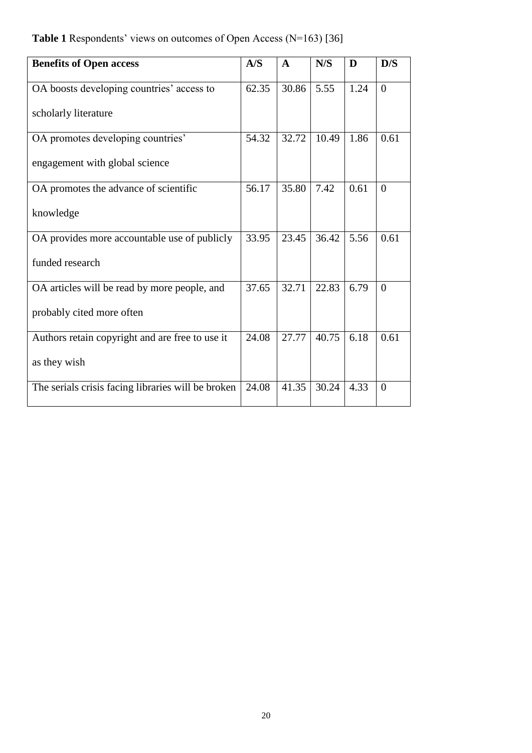**Table 1** Respondents' views on outcomes of Open Access (N=163) [36]

| Benefits of Open access | A/S | A | N/S | D | D/S |
|---|---|---|---|---|---|
| OA boosts developing countries' access to scholarly literature | 62.35 | 30.86 | 5.55 | 1.24 | 0 |
| OA promotes developing countries' engagement with global science | 54.32 | 32.72 | 10.49 | 1.86 | 0.61 |
| OA promotes the advance of scientific knowledge | 56.17 | 35.80 | 7.42 | 0.61 | 0 |
| OA provides more accountable use of publicly funded research | 33.95 | 23.45 | 36.42 | 5.56 | 0.61 |
| OA articles will be read by more people, and probably cited more often | 37.65 | 32.71 | 22.83 | 6.79 | 0 |
| Authors retain copyright and are free to use it as they wish | 24.08 | 27.77 | 40.75 | 6.18 | 0.61 |
| The serials crisis facing libraries will be broken | 24.08 | 41.35 | 30.24 | 4.33 | 0 |